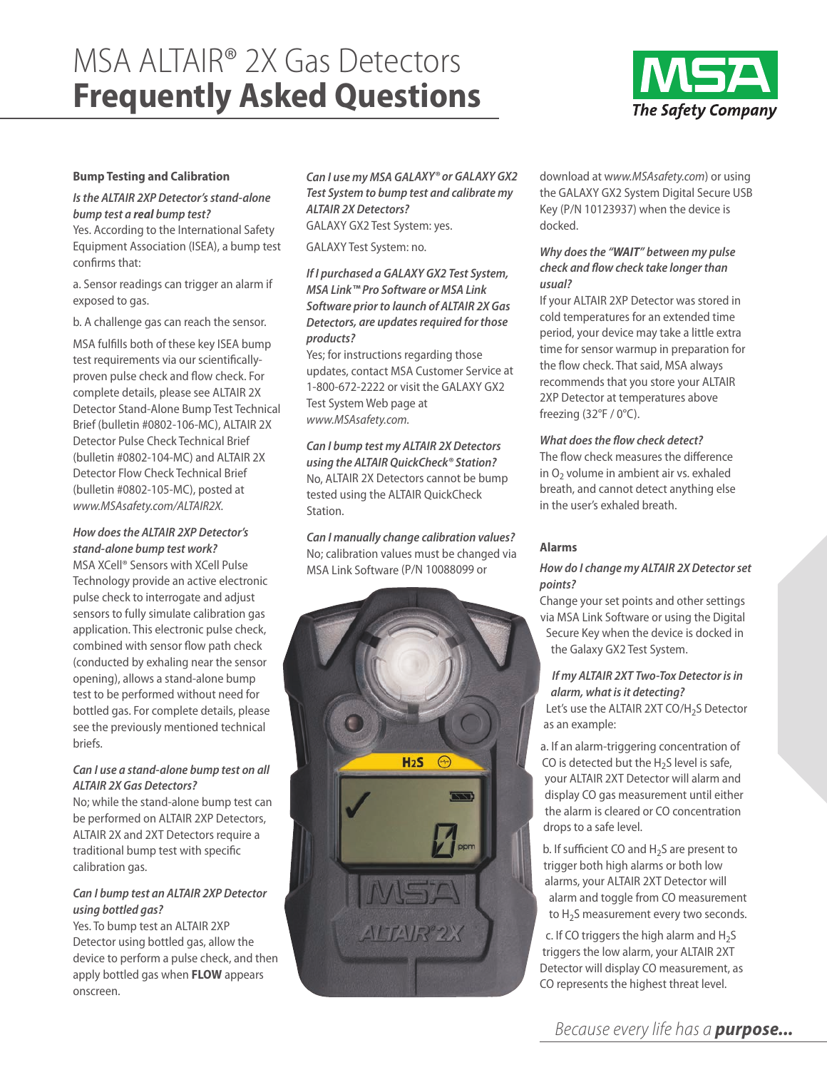# MSA ALTAIR® 2X Gas Detectors
# **Frequently Asked Questions**

## Bump Testing and Calibration

***Is the ALTAIR 2XP Detector's stand-alone bump test a real bump test?***
Yes. According to the International Safety Equipment Association (ISEA), a bump test confirms that:

a. Sensor readings can trigger an alarm if exposed to gas.

b. A challenge gas can reach the sensor.

MSA fulfills both of these key ISEA bump test requirements via our scientifically-proven pulse check and flow check. For complete details, please see ALTAIR 2X Detector Stand-Alone Bump Test Technical Brief (bulletin #0802-106-MC), ALTAIR 2X Detector Pulse Check Technical Brief (bulletin #0802-104-MC) and ALTAIR 2X Detector Flow Check Technical Brief (bulletin #0802-105-MC), posted at *www.MSAsafety.com/ALTAIR2X*.

***How does the ALTAIR 2XP Detector's stand-alone bump test work?***
MSA XCell® Sensors with XCell Pulse Technology provide an active electronic pulse check to interrogate and adjust sensors to fully simulate calibration gas application. This electronic pulse check, combined with sensor flow path check (conducted by exhaling near the sensor opening), allows a stand-alone bump test to be performed without need for bottled gas. For complete details, please see the previously mentioned technical briefs.

***Can I use a stand-alone bump test on all ALTAIR 2X Gas Detectors?***
No; while the stand-alone bump test can be performed on ALTAIR 2XP Detectors, ALTAIR 2X and 2XT Detectors require a traditional bump test with specific calibration gas.

***Can I bump test an ALTAIR 2XP Detector using bottled gas?***
Yes. To bump test an ALTAIR 2XP Detector using bottled gas, allow the device to perform a pulse check, and then apply bottled gas when **FLOW** appears onscreen.

***Can I use my MSA GALAXY® or GALAXY GX2 Test System to bump test and calibrate my ALTAIR 2X Detectors?***
GALAXY GX2 Test System: yes.

GALAXY Test System: no.

***If I purchased a GALAXY GX2 Test System, MSA Link™ Pro Software or MSA Link Software prior to launch of ALTAIR 2X Gas Detectors, are updates required for those products?***
Yes; for instructions regarding those updates, contact MSA Customer Service at 1-800-672-2222 or visit the GALAXY GX2 Test System Web page at *www.MSAsafety.com.*

***Can I bump test my ALTAIR 2X Detectors using the ALTAIR QuickCheck® Station?***
No, ALTAIR 2X Detectors cannot be bump tested using the ALTAIR QuickCheck Station.

***Can I manually change calibration values?***
No; calibration values must be changed via MSA Link Software (P/N 10088099 or download at *www.MSAsafety.com*) or using the GALAXY GX2 System Digital Secure USB Key (P/N 10123937) when the device is docked.

***Why does the "WAIT" between my pulse check and flow check take longer than usual?***
If your ALTAIR 2XP Detector was stored in cold temperatures for an extended time period, your device may take a little extra time for sensor warmup in preparation for the flow check. That said, MSA always recommends that you store your ALTAIR 2XP Detector at temperatures above freezing (32°F / 0°C).

***What does the flow check detect?***
The flow check measures the difference in $O_2$ volume in ambient air vs. exhaled breath, and cannot detect anything else in the user's exhaled breath.

## Alarms

***How do I change my ALTAIR 2X Detector set points?***
Change your set points and other settings via MSA Link Software or using the Digital Secure Key when the device is docked in the Galaxy GX2 Test System.

***If my ALTAIR 2XT Two-Tox Detector is in alarm, what is it detecting?***
Let's use the ALTAIR 2XT CO/$H_2S$ Detector as an example:

a. If an alarm-triggering concentration of CO is detected but the $H_2S$ level is safe, your ALTAIR 2XT Detector will alarm and display CO gas measurement until either the alarm is cleared or CO concentration drops to a safe level.

b. If sufficient CO and $H_2S$ are present to trigger both high alarms or both low alarms, your ALTAIR 2XT Detector will alarm and toggle from CO measurement to $H_2S$ measurement every two seconds.

c. If CO triggers the high alarm and $H_2S$ triggers the low alarm, your ALTAIR 2XT Detector will display CO measurement, as CO represents the highest threat level.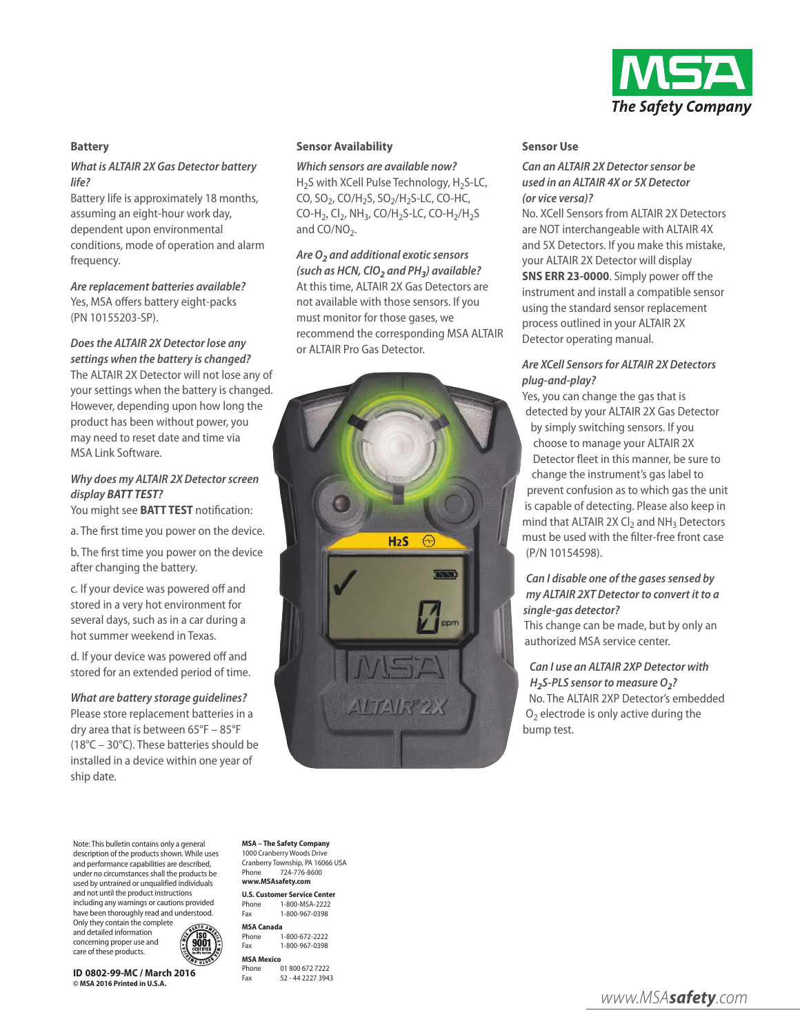### Battery

***What is ALTAIR 2X Gas Detector battery life?***

Battery life is approximately 18 months, assuming an eight-hour work day, dependent upon environmental conditions, mode of operation and alarm frequency.

***Are replacement batteries available?***

Yes, MSA offers battery eight-packs (PN 10155203-SP).

***Does the ALTAIR 2X Detector lose any settings when the battery is changed?***

The ALTAIR 2X Detector will not lose any of your settings when the battery is changed. However, depending upon how long the product has been without power, you may need to reset date and time via MSA Link Software.

***Why does my ALTAIR 2X Detector screen display BATT TEST?***

You might see **BATT TEST** notification:

a. The first time you power on the device.

b. The first time you power on the device after changing the battery.

c. If your device was powered off and stored in a very hot environment for several days, such as in a car during a hot summer weekend in Texas.

d. If your device was powered off and stored for an extended period of time.

***What are battery storage guidelines?***

Please store replacement batteries in a dry area that is between 65°F – 85°F (18°C – 30°C). These batteries should be installed in a device within one year of ship date.

### Sensor Availability

***Which sensors are available now?***

$H_2S$ with XCell Pulse Technology, $H_2S$-LC, CO, $SO_2$, CO/$H_2S$, $SO_2$/$H_2S$-LC, CO-HC, CO-$H_2$, $Cl_2$, $NH_3$, CO/$H_2S$-LC, CO-$H_2$/$H_2S$ and CO/$NO_2$.

***Are $O_2$ and additional exotic sensors (such as HCN, $ClO_2$ and $PH_3$) available?***

At this time, ALTAIR 2X Gas Detectors are not available with those sensors. If you must monitor for those gases, we recommend the corresponding MSA ALTAIR or ALTAIR Pro Gas Detector.

### Sensor Use

***Can an ALTAIR 2X Detector sensor be used in an ALTAIR 4X or 5X Detector (or vice versa)?***

No. XCell Sensors from ALTAIR 2X Detectors are NOT interchangeable with ALTAIR 4X and 5X Detectors. If you make this mistake, your ALTAIR 2X Detector will display **SNS ERR 23-0000**. Simply power off the instrument and install a compatible sensor using the standard sensor replacement process outlined in your ALTAIR 2X Detector operating manual.

***Are XCell Sensors for ALTAIR 2X Detectors plug-and-play?***

Yes, you can change the gas that is detected by your ALTAIR 2X Gas Detector by simply switching sensors. If you choose to manage your ALTAIR 2X Detector fleet in this manner, be sure to change the instrument's gas label to prevent confusion as to which gas the unit is capable of detecting. Please also keep in mind that ALTAIR 2X $Cl_2$ and $NH_3$ Detectors must be used with the filter-free front case (P/N 10154598).

***Can I disable one of the gases sensed by my ALTAIR 2XT Detector to convert it to a single-gas detector?***

This change can be made, but by only an authorized MSA service center.

***Can I use an ALTAIR 2XP Detector with $H_2S$-PLS sensor to measure $O_2$?***

No. The ALTAIR 2XP Detector's embedded $O_2$ electrode is only active during the bump test.

Note: This bulletin contains only a general description of the products shown. While uses and performance capabilities are described, under no circumstances shall the products be used by untrained or unqualified individuals and not until the product instructions including any warnings or cautions provided have been thoroughly read and understood. Only they contain the complete and detailed information concerning proper use and care of these products.

**ID 0802-99-MC / March 2016**
**© MSA 2016 Printed in U.S.A.**

**MSA – The Safety Company**
1000 Cranberry Woods Drive
Cranberry Township, PA 16066 USA
Phone 724-776-8600
**www.MSAsafety.com**

**U.S. Customer Service Center**
Phone 1-800-MSA-2222
Fax 1-800-967-0398

**MSA Canada**
Phone 1-800-672-2222
Fax 1-800-967-0398

**MSA Mexico**
Phone 01 800 672 7222
Fax 52 - 44 2227 3943

www.MSA**safety**.com